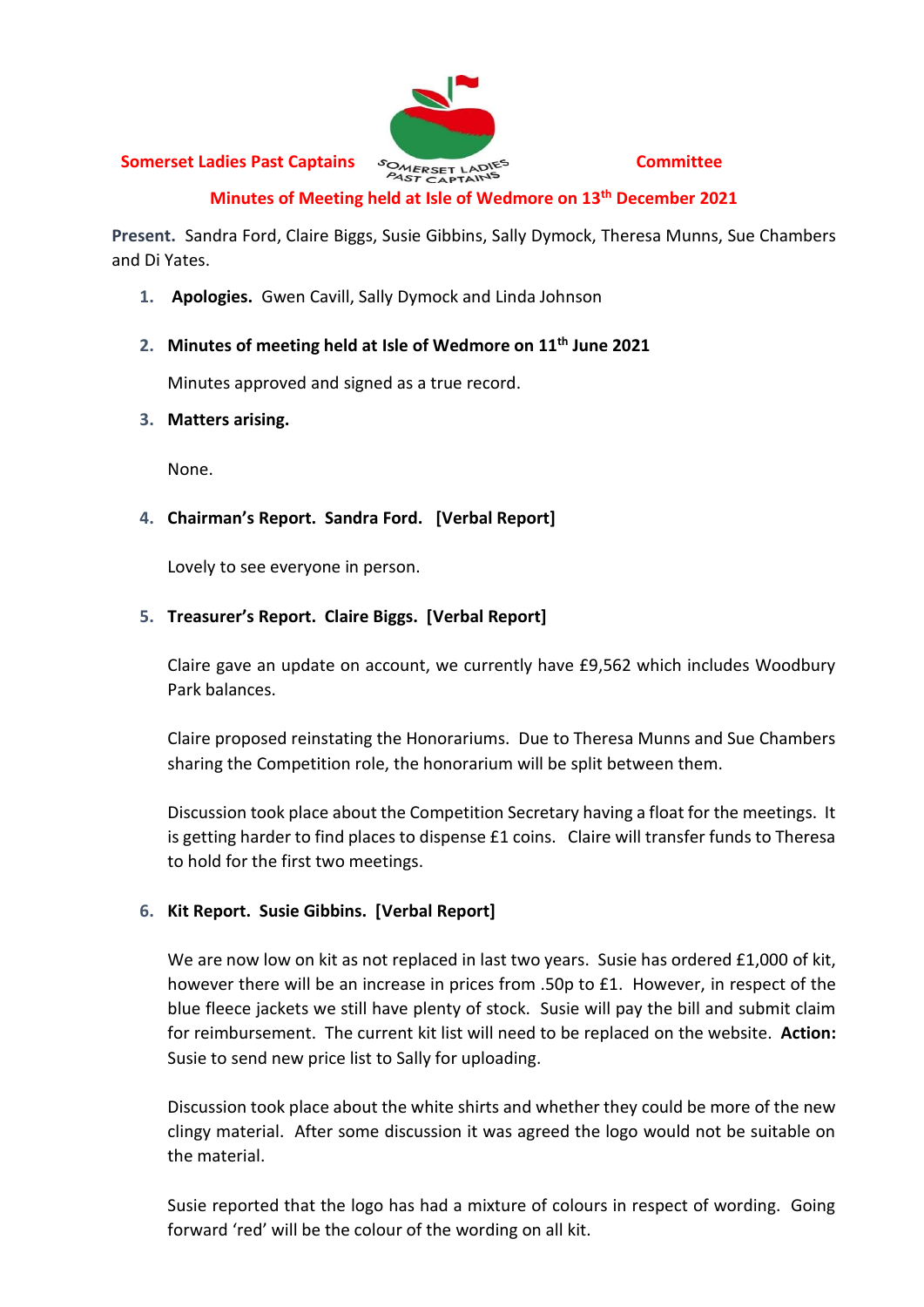**Somerset Ladies Past Captains** **Committee**

## Minutes of Meeting held at Isle of Wedmore on 13th December 2021

**Present.** Sandra Ford, Claire Biggs, Susie Gibbins, Sally Dymock, Theresa Munns, Sue Chambers and Di Yates.

1. **Apologies.** Gwen Cavill, Sally Dymock and Linda Johnson

2. **Minutes of meeting held at Isle of Wedmore on 11th June 2021**

   Minutes approved and signed as a true record.

3. **Matters arising.**

   None.

4. **Chairman's Report. Sandra Ford. [Verbal Report]**

   Lovely to see everyone in person.

5. **Treasurer's Report. Claire Biggs. [Verbal Report]**

   Claire gave an update on account, we currently have £9,562 which includes Woodbury Park balances.

   Claire proposed reinstating the Honorariums. Due to Theresa Munns and Sue Chambers sharing the Competition role, the honorarium will be split between them.

   Discussion took place about the Competition Secretary having a float for the meetings. It is getting harder to find places to dispense £1 coins. Claire will transfer funds to Theresa to hold for the first two meetings.

6. **Kit Report. Susie Gibbins. [Verbal Report]**

   We are now low on kit as not replaced in last two years. Susie has ordered £1,000 of kit, however there will be an increase in prices from .50p to £1. However, in respect of the blue fleece jackets we still have plenty of stock. Susie will pay the bill and submit claim for reimbursement. The current kit list will need to be replaced on the website. **Action:** Susie to send new price list to Sally for uploading.

   Discussion took place about the white shirts and whether they could be more of the new clingy material. After some discussion it was agreed the logo would not be suitable on the material.

   Susie reported that the logo has had a mixture of colours in respect of wording. Going forward 'red' will be the colour of the wording on all kit.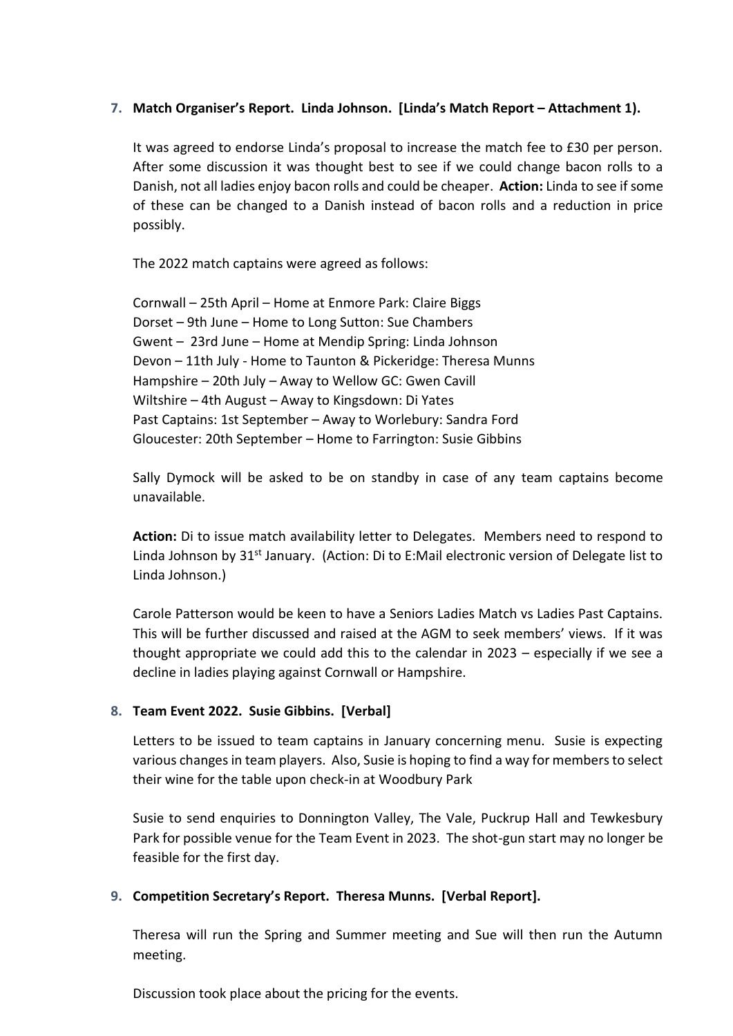**7. Match Organiser's Report. Linda Johnson. [Linda's Match Report – Attachment 1).**

It was agreed to endorse Linda's proposal to increase the match fee to £30 per person. After some discussion it was thought best to see if we could change bacon rolls to a Danish, not all ladies enjoy bacon rolls and could be cheaper. **Action:** Linda to see if some of these can be changed to a Danish instead of bacon rolls and a reduction in price possibly.

The 2022 match captains were agreed as follows:

Cornwall – 25th April – Home at Enmore Park: Claire Biggs
Dorset – 9th June – Home to Long Sutton: Sue Chambers
Gwent – 23rd June – Home at Mendip Spring: Linda Johnson
Devon – 11th July - Home to Taunton & Pickeridge: Theresa Munns
Hampshire – 20th July – Away to Wellow GC: Gwen Cavill
Wiltshire – 4th August – Away to Kingsdown: Di Yates
Past Captains: 1st September – Away to Worlebury: Sandra Ford
Gloucester: 20th September – Home to Farrington: Susie Gibbins

Sally Dymock will be asked to be on standby in case of any team captains become unavailable.

**Action:** Di to issue match availability letter to Delegates. Members need to respond to Linda Johnson by 31st January. (Action: Di to E:Mail electronic version of Delegate list to Linda Johnson.)

Carole Patterson would be keen to have a Seniors Ladies Match vs Ladies Past Captains. This will be further discussed and raised at the AGM to seek members' views. If it was thought appropriate we could add this to the calendar in 2023 – especially if we see a decline in ladies playing against Cornwall or Hampshire.

**8. Team Event 2022. Susie Gibbins. [Verbal]**

Letters to be issued to team captains in January concerning menu. Susie is expecting various changes in team players. Also, Susie is hoping to find a way for members to select their wine for the table upon check-in at Woodbury Park

Susie to send enquiries to Donnington Valley, The Vale, Puckrup Hall and Tewkesbury Park for possible venue for the Team Event in 2023. The shot-gun start may no longer be feasible for the first day.

**9. Competition Secretary's Report. Theresa Munns. [Verbal Report].**

Theresa will run the Spring and Summer meeting and Sue will then run the Autumn meeting.

Discussion took place about the pricing for the events.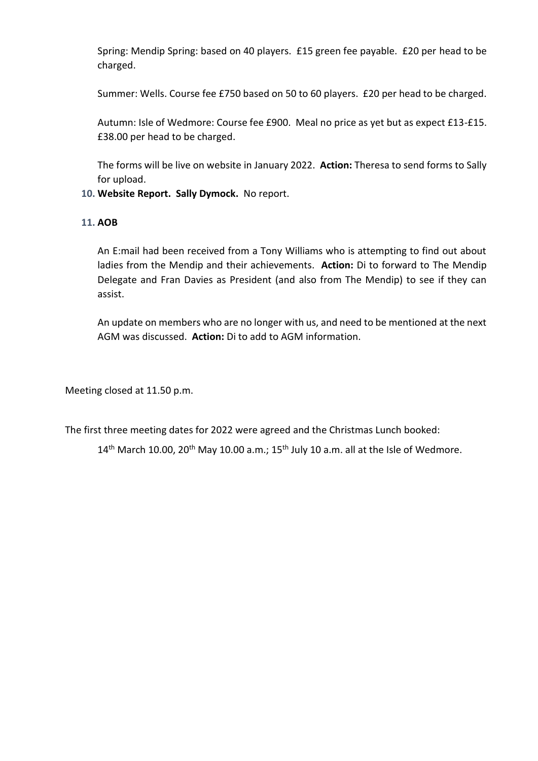Spring: Mendip Spring: based on 40 players. £15 green fee payable. £20 per head to be charged.

Summer: Wells. Course fee £750 based on 50 to 60 players. £20 per head to be charged.

Autumn: Isle of Wedmore: Course fee £900. Meal no price as yet but as expect £13-£15. £38.00 per head to be charged.

The forms will be live on website in January 2022. **Action:** Theresa to send forms to Sally for upload.

10. **Website Report. Sally Dymock.** No report.

11. **AOB**

An E:mail had been received from a Tony Williams who is attempting to find out about ladies from the Mendip and their achievements. **Action:** Di to forward to The Mendip Delegate and Fran Davies as President (and also from The Mendip) to see if they can assist.

An update on members who are no longer with us, and need to be mentioned at the next AGM was discussed. **Action:** Di to add to AGM information.

Meeting closed at 11.50 p.m.

The first three meeting dates for 2022 were agreed and the Christmas Lunch booked:

14th March 10.00, 20th May 10.00 a.m.; 15th July 10 a.m. all at the Isle of Wedmore.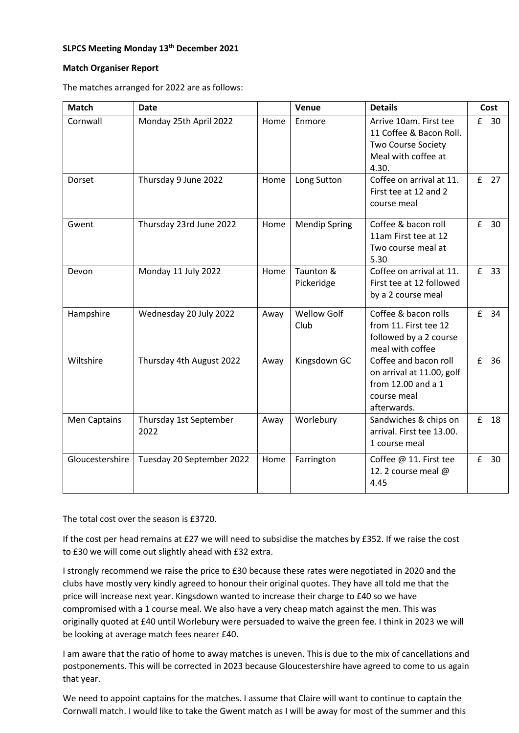**SLPCS Meeting Monday 13th December 2021**

**Match Organiser Report**

The matches arranged for 2022 are as follows:

| Match | Date | | Venue | Details | Cost |
|---|---|---|---|---|---|
| Cornwall | Monday 25th April 2022 | Home | Enmore | Arrive 10am. First tee 11 Coffee & Bacon Roll. Two Course Society Meal with coffee at 4.30. | £ 30 |
| Dorset | Thursday 9 June 2022 | Home | Long Sutton | Coffee on arrival at 11. First tee at 12 and 2 course meal | £ 27 |
| Gwent | Thursday 23rd June 2022 | Home | Mendip Spring | Coffee & bacon roll 11am First tee at 12 Two course meal at 5.30 | £ 30 |
| Devon | Monday 11 July 2022 | Home | Taunton & Pickeridge | Coffee on arrival at 11. First tee at 12 followed by a 2 course meal | £ 33 |
| Hampshire | Wednesday 20 July 2022 | Away | Wellow Golf Club | Coffee & bacon rolls from 11. First tee 12 followed by a 2 course meal with coffee | £ 34 |
| Wiltshire | Thursday 4th August 2022 | Away | Kingsdown GC | Coffee and bacon roll on arrival at 11.00, golf from 12.00 and a 1 course meal afterwards. | £ 36 |
| Men Captains | Thursday 1st September 2022 | Away | Worlebury | Sandwiches & chips on arrival. First tee 13.00. 1 course meal | £ 18 |
| Gloucestershire | Tuesday 20 September 2022 | Home | Farrington | Coffee @ 11. First tee 12. 2 course meal @ 4.45 | £ 30 |

The total cost over the season is £3720.

If the cost per head remains at £27 we will need to subsidise the matches by £352. If we raise the cost to £30 we will come out slightly ahead with £32 extra.

I strongly recommend we raise the price to £30 because these rates were negotiated in 2020 and the clubs have mostly very kindly agreed to honour their original quotes. They have all told me that the price will increase next year. Kingsdown wanted to increase their charge to £40 so we have compromised with a 1 course meal. We also have a very cheap match against the men. This was originally quoted at £40 until Worlebury were persuaded to waive the green fee. I think in 2023 we will be looking at average match fees nearer £40.

I am aware that the ratio of home to away matches is uneven. This is due to the mix of cancellations and postponements. This will be corrected in 2023 because Gloucestershire have agreed to come to us again that year.

We need to appoint captains for the matches. I assume that Claire will want to continue to captain the Cornwall match. I would like to take the Gwent match as I will be away for most of the summer and this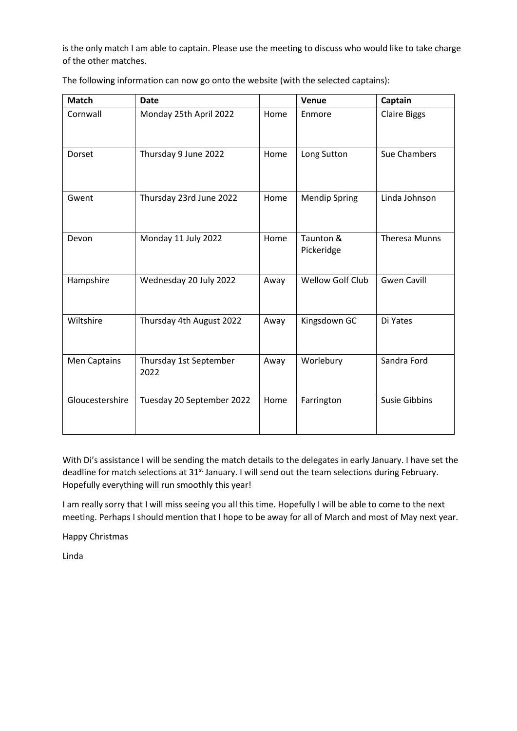is the only match I am able to captain. Please use the meeting to discuss who would like to take charge of the other matches.

The following information can now go onto the website (with the selected captains):

| Match | Date | | Venue | Captain |
|---|---|---|---|---|
| Cornwall | Monday 25th April 2022 | Home | Enmore | Claire Biggs |
| Dorset | Thursday 9 June 2022 | Home | Long Sutton | Sue Chambers |
| Gwent | Thursday 23rd June 2022 | Home | Mendip Spring | Linda Johnson |
| Devon | Monday 11 July 2022 | Home | Taunton & Pickeridge | Theresa Munns |
| Hampshire | Wednesday 20 July 2022 | Away | Wellow Golf Club | Gwen Cavill |
| Wiltshire | Thursday 4th August 2022 | Away | Kingsdown GC | Di Yates |
| Men Captains | Thursday 1st September 2022 | Away | Worlebury | Sandra Ford |
| Gloucestershire | Tuesday 20 September 2022 | Home | Farrington | Susie Gibbins |

With Di's assistance I will be sending the match details to the delegates in early January. I have set the deadline for match selections at 31st January. I will send out the team selections during February. Hopefully everything will run smoothly this year!

I am really sorry that I will miss seeing you all this time. Hopefully I will be able to come to the next meeting. Perhaps I should mention that I hope to be away for all of March and most of May next year.

Happy Christmas

Linda